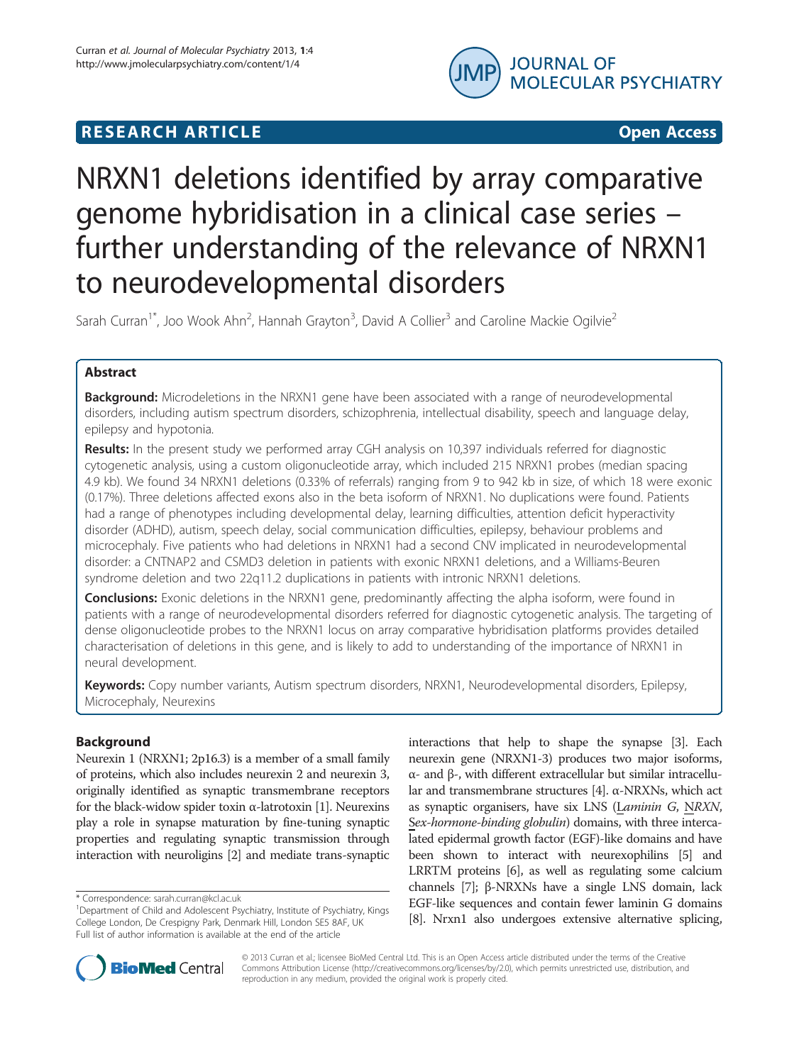**RESEARCH ARTICLE** **Open Access**

# NRXN1 deletions identified by array comparative genome hybridisation in a clinical case series – further understanding of the relevance of NRXN1 to neurodevelopmental disorders

Sarah Curran[1*], Joo Wook Ahn[2], Hannah Grayton[3], David A Collier[3] and Caroline Mackie Ogilvie[2]

## Abstract

**Background:** Microdeletions in the NRXN1 gene have been associated with a range of neurodevelopmental disorders, including autism spectrum disorders, schizophrenia, intellectual disability, speech and language delay, epilepsy and hypotonia.

**Results:** In the present study we performed array CGH analysis on 10,397 individuals referred for diagnostic cytogenetic analysis, using a custom oligonucleotide array, which included 215 NRXN1 probes (median spacing 4.9 kb). We found 34 NRXN1 deletions (0.33% of referrals) ranging from 9 to 942 kb in size, of which 18 were exonic (0.17%). Three deletions affected exons also in the beta isoform of NRXN1. No duplications were found. Patients had a range of phenotypes including developmental delay, learning difficulties, attention deficit hyperactivity disorder (ADHD), autism, speech delay, social communication difficulties, epilepsy, behaviour problems and microcephaly. Five patients who had deletions in NRXN1 had a second CNV implicated in neurodevelopmental disorder: a CNTNAP2 and CSMD3 deletion in patients with exonic NRXN1 deletions, and a Williams-Beuren syndrome deletion and two 22q11.2 duplications in patients with intronic NRXN1 deletions.

**Conclusions:** Exonic deletions in the NRXN1 gene, predominantly affecting the alpha isoform, were found in patients with a range of neurodevelopmental disorders referred for diagnostic cytogenetic analysis. The targeting of dense oligonucleotide probes to the NRXN1 locus on array comparative hybridisation platforms provides detailed characterisation of deletions in this gene, and is likely to add to understanding of the importance of NRXN1 in neural development.

**Keywords:** Copy number variants, Autism spectrum disorders, NRXN1, Neurodevelopmental disorders, Epilepsy, Microcephaly, Neurexins

## Background

Neurexin 1 (NRXN1; 2p16.3) is a member of a small family of proteins, which also includes neurexin 2 and neurexin 3, originally identified as synaptic transmembrane receptors for the black-widow spider toxin α-latrotoxin [1]. Neurexins play a role in synapse maturation by fine-tuning synaptic properties and regulating synaptic transmission through interaction with neuroligins [2] and mediate trans-synaptic interactions that help to shape the synapse [3]. Each neurexin gene (NRXN1-3) produces two major isoforms, α- and β-, with different extracellular but similar intracellular and transmembrane structures [4]. α-NRXNs, which act as synaptic organisers, have six LNS (Laminin G, NRXN, Sex-hormone-binding globulin) domains, with three intercalated epidermal growth factor (EGF)-like domains and have been shown to interact with neurexophilins [5] and LRRTM proteins [6], as well as regulating some calcium channels [7]; β-NRXNs have a single LNS domain, lack EGF-like sequences and contain fewer laminin G domains [8]. Nrxn1 also undergoes extensive alternative splicing,

\* Correspondence: sarah.curran@kcl.ac.uk
[1]Department of Child and Adolescent Psychiatry, Institute of Psychiatry, Kings College London, De Crespigny Park, Denmark Hill, London SE5 8AF, UK
Full list of author information is available at the end of the article

© 2013 Curran et al.; licensee BioMed Central Ltd. This is an Open Access article distributed under the terms of the Creative Commons Attribution License (http://creativecommons.org/licenses/by/2.0), which permits unrestricted use, distribution, and reproduction in any medium, provided the original work is properly cited.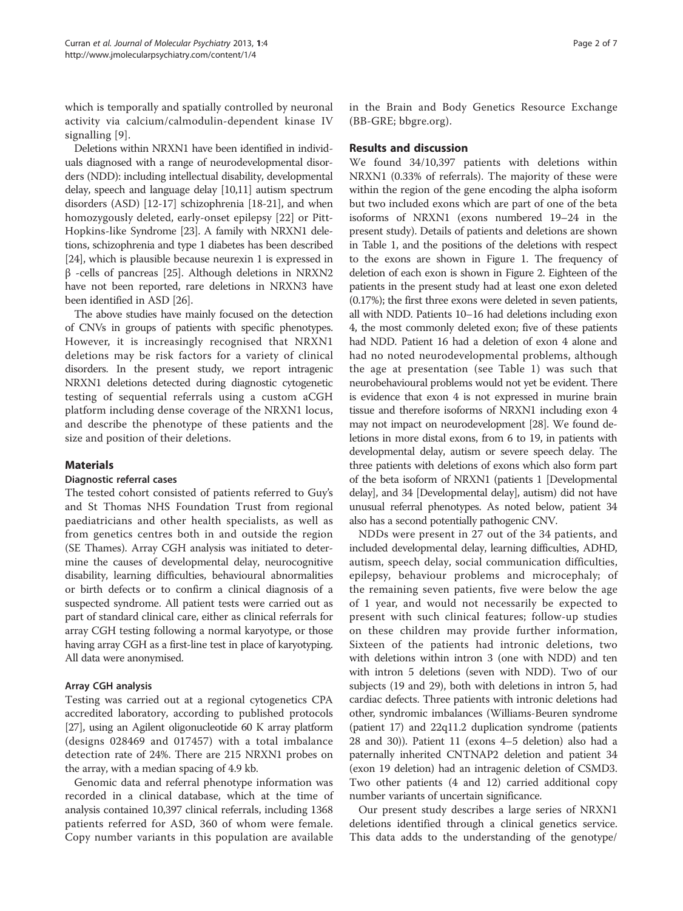which is temporally and spatially controlled by neuronal activity via calcium/calmodulin-dependent kinase IV signalling [9].

Deletions within NRXN1 have been identified in individuals diagnosed with a range of neurodevelopmental disorders (NDD): including intellectual disability, developmental delay, speech and language delay [10,11] autism spectrum disorders (ASD) [12-17] schizophrenia [18-21], and when homozygously deleted, early-onset epilepsy [22] or Pitt-Hopkins-like Syndrome [23]. A family with NRXN1 deletions, schizophrenia and type 1 diabetes has been described [24], which is plausible because neurexin 1 is expressed in β -cells of pancreas [25]. Although deletions in NRXN2 have not been reported, rare deletions in NRXN3 have been identified in ASD [26].

The above studies have mainly focused on the detection of CNVs in groups of patients with specific phenotypes. However, it is increasingly recognised that NRXN1 deletions may be risk factors for a variety of clinical disorders. In the present study, we report intragenic NRXN1 deletions detected during diagnostic cytogenetic testing of sequential referrals using a custom aCGH platform including dense coverage of the NRXN1 locus, and describe the phenotype of these patients and the size and position of their deletions.

## Materials

### Diagnostic referral cases

The tested cohort consisted of patients referred to Guy's and St Thomas NHS Foundation Trust from regional paediatricians and other health specialists, as well as from genetics centres both in and outside the region (SE Thames). Array CGH analysis was initiated to determine the causes of developmental delay, neurocognitive disability, learning difficulties, behavioural abnormalities or birth defects or to confirm a clinical diagnosis of a suspected syndrome. All patient tests were carried out as part of standard clinical care, either as clinical referrals for array CGH testing following a normal karyotype, or those having array CGH as a first-line test in place of karyotyping. All data were anonymised.

### Array CGH analysis

Testing was carried out at a regional cytogenetics CPA accredited laboratory, according to published protocols [27], using an Agilent oligonucleotide 60 K array platform (designs 028469 and 017457) with a total imbalance detection rate of 24%. There are 215 NRXN1 probes on the array, with a median spacing of 4.9 kb.

Genomic data and referral phenotype information was recorded in a clinical database, which at the time of analysis contained 10,397 clinical referrals, including 1368 patients referred for ASD, 360 of whom were female. Copy number variants in this population are available in the Brain and Body Genetics Resource Exchange (BB-GRE; bbgre.org).

## Results and discussion

We found 34/10,397 patients with deletions within NRXN1 (0.33% of referrals). The majority of these were within the region of the gene encoding the alpha isoform but two included exons which are part of one of the beta isoforms of NRXN1 (exons numbered 19–24 in the present study). Details of patients and deletions are shown in Table 1, and the positions of the deletions with respect to the exons are shown in Figure 1. The frequency of deletion of each exon is shown in Figure 2. Eighteen of the patients in the present study had at least one exon deleted (0.17%); the first three exons were deleted in seven patients, all with NDD. Patients 10–16 had deletions including exon 4, the most commonly deleted exon; five of these patients had NDD. Patient 16 had a deletion of exon 4 alone and had no noted neurodevelopmental problems, although the age at presentation (see Table 1) was such that neurobehavioural problems would not yet be evident. There is evidence that exon 4 is not expressed in murine brain tissue and therefore isoforms of NRXN1 including exon 4 may not impact on neurodevelopment [28]. We found deletions in more distal exons, from 6 to 19, in patients with developmental delay, autism or severe speech delay. The three patients with deletions of exons which also form part of the beta isoform of NRXN1 (patients 1 [Developmental delay], and 34 [Developmental delay], autism) did not have unusual referral phenotypes. As noted below, patient 34 also has a second potentially pathogenic CNV.

NDDs were present in 27 out of the 34 patients, and included developmental delay, learning difficulties, ADHD, autism, speech delay, social communication difficulties, epilepsy, behaviour problems and microcephaly; of the remaining seven patients, five were below the age of 1 year, and would not necessarily be expected to present with such clinical features; follow-up studies on these children may provide further information, Sixteen of the patients had intronic deletions, two with deletions within intron 3 (one with NDD) and ten with intron 5 deletions (seven with NDD). Two of our subjects (19 and 29), both with deletions in intron 5, had cardiac defects. Three patients with intronic deletions had other, syndromic imbalances (Williams-Beuren syndrome (patient 17) and 22q11.2 duplication syndrome (patients 28 and 30)). Patient 11 (exons 4–5 deletion) also had a paternally inherited CNTNAP2 deletion and patient 34 (exon 19 deletion) had an intragenic deletion of CSMD3. Two other patients (4 and 12) carried additional copy number variants of uncertain significance.

Our present study describes a large series of NRXN1 deletions identified through a clinical genetics service. This data adds to the understanding of the genotype/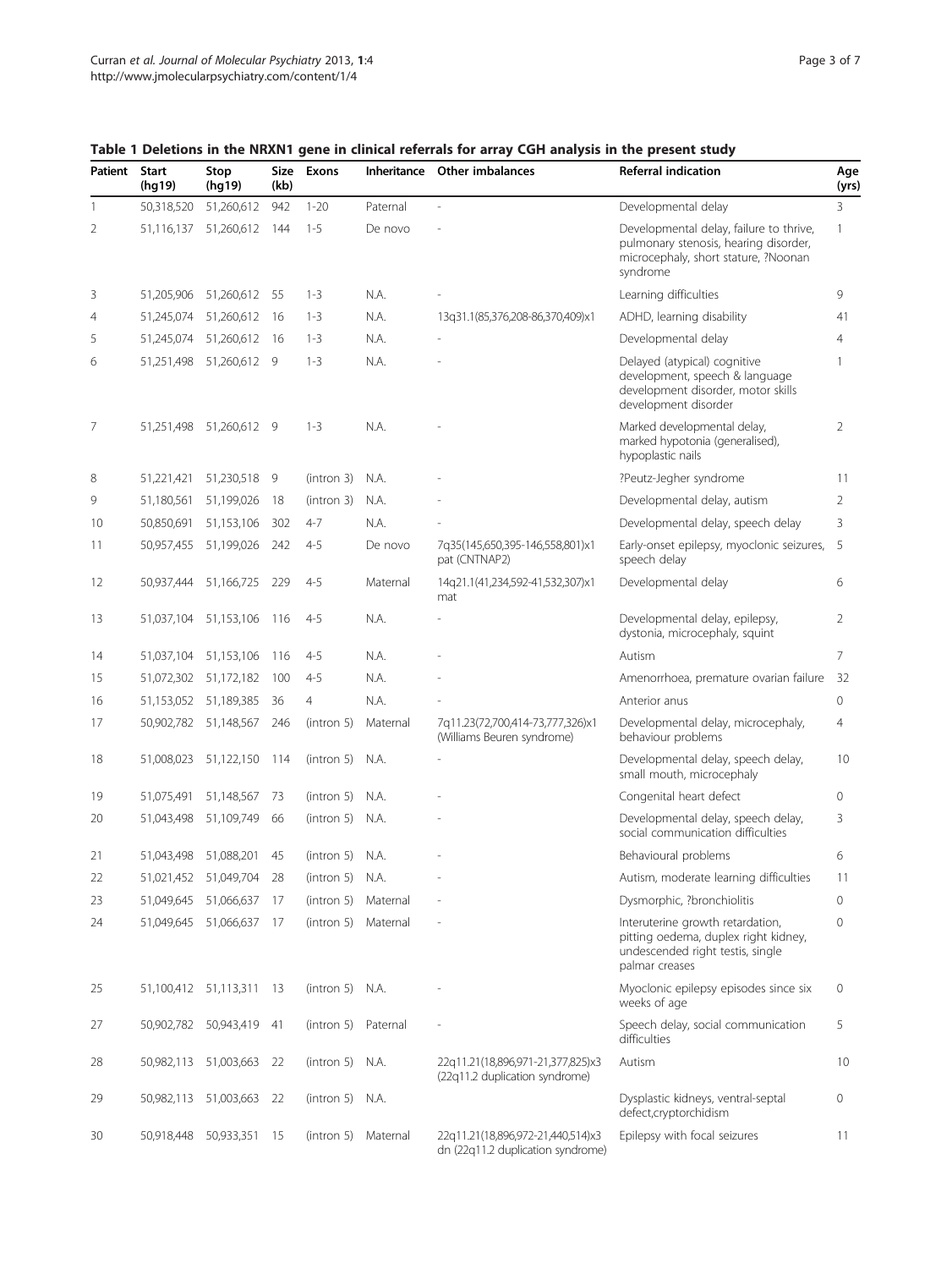**Table 1 Deletions in the NRXN1 gene in clinical referrals for array CGH analysis in the present study**

| Patient | Start (hg19) | Stop (hg19) | Size (kb) | Exons | Inheritance | Other imbalances | Referral indication | Age (yrs) |
|---|---|---|---|---|---|---|---|---|
| 1 | 50,318,520 | 51,260,612 | 942 | 1-20 | Paternal | - | Developmental delay | 3 |
| 2 | 51,116,137 | 51,260,612 | 144 | 1-5 | De novo | - | Developmental delay, failure to thrive, pulmonary stenosis, hearing disorder, microcephaly, short stature, ?Noonan syndrome | 1 |
| 3 | 51,205,906 | 51,260,612 | 55 | 1-3 | N.A. | - | Learning difficulties | 9 |
| 4 | 51,245,074 | 51,260,612 | 16 | 1-3 | N.A. | 13q31.1(85,376,208-86,370,409)x1 | ADHD, learning disability | 41 |
| 5 | 51,245,074 | 51,260,612 | 16 | 1-3 | N.A. | - | Developmental delay | 4 |
| 6 | 51,251,498 | 51,260,612 | 9 | 1-3 | N.A. | - | Delayed (atypical) cognitive development, speech & language development disorder, motor skills development disorder | 1 |
| 7 | 51,251,498 | 51,260,612 | 9 | 1-3 | N.A. | - | Marked developmental delay, marked hypotonia (generalised), hypoplastic nails | 2 |
| 8 | 51,221,421 | 51,230,518 | 9 | (intron 3) | N.A. | - | ?Peutz-Jegher syndrome | 11 |
| 9 | 51,180,561 | 51,199,026 | 18 | (intron 3) | N.A. | - | Developmental delay, autism | 2 |
| 10 | 50,850,691 | 51,153,106 | 302 | 4-7 | N.A. | - | Developmental delay, speech delay | 3 |
| 11 | 50,957,455 | 51,199,026 | 242 | 4-5 | De novo | 7q35(145,650,395-146,558,801)x1 pat (CNTNAP2) | Early-onset epilepsy, myoclonic seizures, speech delay | 5 |
| 12 | 50,937,444 | 51,166,725 | 229 | 4-5 | Maternal | 14q21.1(41,234,592-41,532,307)x1 mat | Developmental delay | 6 |
| 13 | 51,037,104 | 51,153,106 | 116 | 4-5 | N.A. | - | Developmental delay, epilepsy, dystonia, microcephaly, squint | 2 |
| 14 | 51,037,104 | 51,153,106 | 116 | 4-5 | N.A. | - | Autism | 7 |
| 15 | 51,072,302 | 51,172,182 | 100 | 4-5 | N.A. | - | Amenorrhoea, premature ovarian failure | 32 |
| 16 | 51,153,052 | 51,189,385 | 36 | 4 | N.A. | - | Anterior anus | 0 |
| 17 | 50,902,782 | 51,148,567 | 246 | (intron 5) | Maternal | 7q11.23(72,700,414-73,777,326)x1 (Williams Beuren syndrome) | Developmental delay, microcephaly, behaviour problems | 4 |
| 18 | 51,008,023 | 51,122,150 | 114 | (intron 5) | N.A. | - | Developmental delay, speech delay, small mouth, microcephaly | 10 |
| 19 | 51,075,491 | 51,148,567 | 73 | (intron 5) | N.A. | - | Congenital heart defect | 0 |
| 20 | 51,043,498 | 51,109,749 | 66 | (intron 5) | N.A. | - | Developmental delay, speech delay, social communication difficulties | 3 |
| 21 | 51,043,498 | 51,088,201 | 45 | (intron 5) | N.A. | - | Behavioural problems | 6 |
| 22 | 51,021,452 | 51,049,704 | 28 | (intron 5) | N.A. | - | Autism, moderate learning difficulties | 11 |
| 23 | 51,049,645 | 51,066,637 | 17 | (intron 5) | Maternal | - | Dysmorphic, ?bronchiolitis | 0 |
| 24 | 51,049,645 | 51,066,637 | 17 | (intron 5) | Maternal | - | Interuterine growth retardation, pitting oedema, duplex right kidney, undescended right testis, single palmar creases | 0 |
| 25 | 51,100,412 | 51,113,311 | 13 | (intron 5) | N.A. | - | Myoclonic epilepsy episodes since six weeks of age | 0 |
| 27 | 50,902,782 | 50,943,419 | 41 | (intron 5) | Paternal | - | Speech delay, social communication difficulties | 5 |
| 28 | 50,982,113 | 51,003,663 | 22 | (intron 5) | N.A. | 22q11.21(18,896,971-21,377,825)x3 (22q11.2 duplication syndrome) | Autism | 10 |
| 29 | 50,982,113 | 51,003,663 | 22 | (intron 5) | N.A. | | Dysplastic kidneys, ventral-septal defect,cryptorchidism | 0 |
| 30 | 50,918,448 | 50,933,351 | 15 | (intron 5) | Maternal | 22q11.21(18,896,972-21,440,514)x3 dn (22q11.2 duplication syndrome) | Epilepsy with focal seizures | 11 |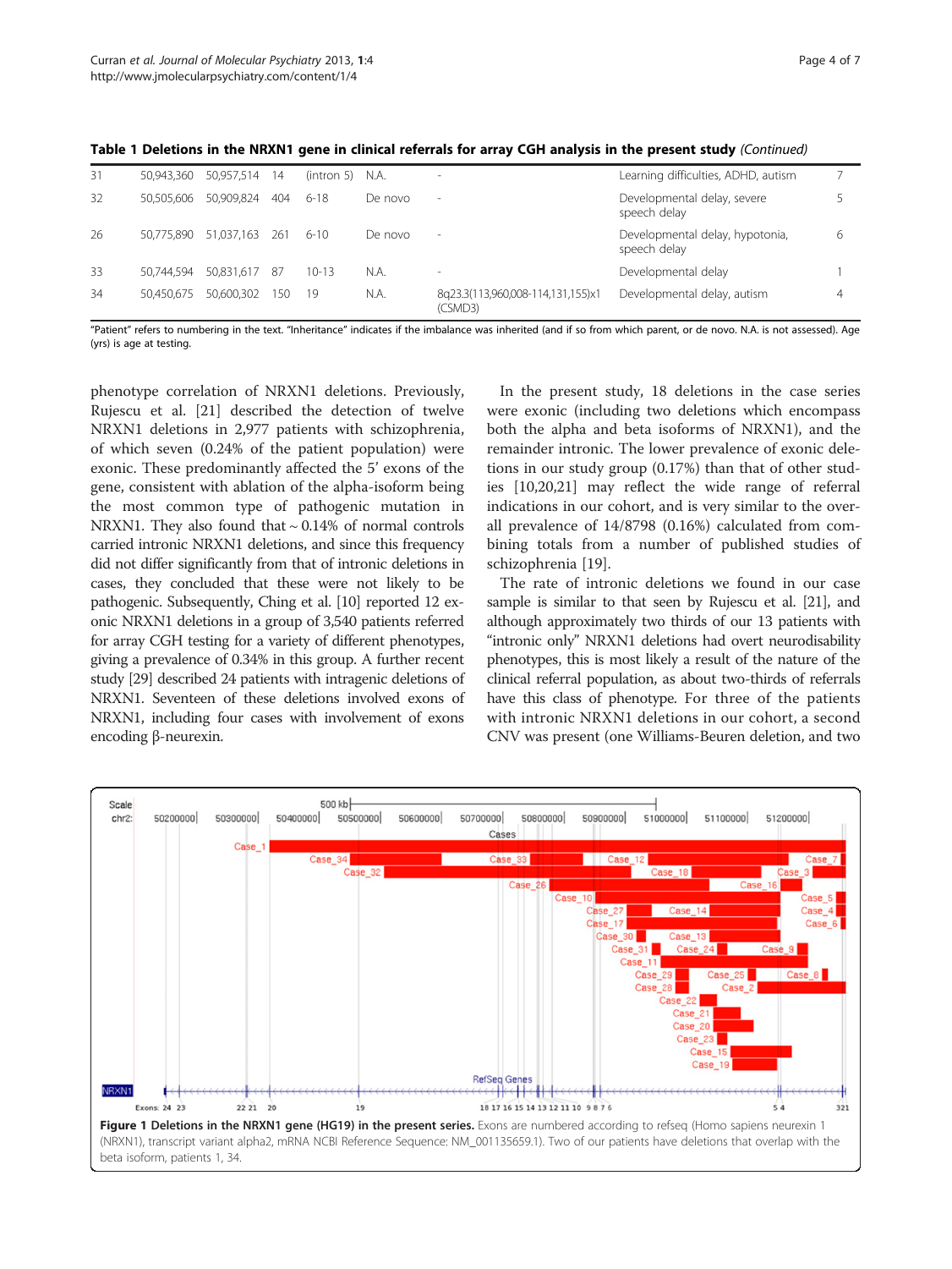**Table 1 Deletions in the NRXN1 gene in clinical referrals for array CGH analysis in the present study** *(Continued)*

| | | | | | | | | |
|---|---|---|---|---|---|---|---|---|
| 31 | 50,943,360 | 50,957,514 | 14 | (intron 5) | N.A. | - | Learning difficulties, ADHD, autism | 7 |
| 32 | 50,505,606 | 50,909,824 | 404 | 6-18 | De novo | - | Developmental delay, severe speech delay | 5 |
| 26 | 50,775,890 | 51,037,163 | 261 | 6-10 | De novo | - | Developmental delay, hypotonia, speech delay | 6 |
| 33 | 50,744,594 | 50,831,617 | 87 | 10-13 | N.A. | - | Developmental delay | 1 |
| 34 | 50,450,675 | 50,600,302 | 150 | 19 | N.A. | 8q23.3(113,960,008-114,131,155)x1 (CSMD3) | Developmental delay, autism | 4 |

"Patient" refers to numbering in the text. "Inheritance" indicates if the imbalance was inherited (and if so from which parent, or de novo. N.A. is not assessed). Age (yrs) is age at testing.

phenotype correlation of NRXN1 deletions. Previously, Rujescu et al. [21] described the detection of twelve NRXN1 deletions in 2,977 patients with schizophrenia, of which seven (0.24% of the patient population) were exonic. These predominantly affected the 5' exons of the gene, consistent with ablation of the alpha-isoform being the most common type of pathogenic mutation in NRXN1. They also found that ~ 0.14% of normal controls carried intronic NRXN1 deletions, and since this frequency did not differ significantly from that of intronic deletions in cases, they concluded that these were not likely to be pathogenic. Subsequently, Ching et al. [10] reported 12 exonic NRXN1 deletions in a group of 3,540 patients referred for array CGH testing for a variety of different phenotypes, giving a prevalence of 0.34% in this group. A further recent study [29] described 24 patients with intragenic deletions of NRXN1. Seventeen of these deletions involved exons of NRXN1, including four cases with involvement of exons encoding β-neurexin.

In the present study, 18 deletions in the case series were exonic (including two deletions which encompass both the alpha and beta isoforms of NRXN1), and the remainder intronic. The lower prevalence of exonic deletions in our study group (0.17%) than that of other studies [10,20,21] may reflect the wide range of referral indications in our cohort, and is very similar to the overall prevalence of 14/8798 (0.16%) calculated from combining totals from a number of published studies of schizophrenia [19].

The rate of intronic deletions we found in our case sample is similar to that seen by Rujescu et al. [21], and although approximately two thirds of our 13 patients with "intronic only" NRXN1 deletions had overt neurodisability phenotypes, this is most likely a result of the nature of the clinical referral population, as about two-thirds of referrals have this class of phenotype. For three of the patients with intronic NRXN1 deletions in our cohort, a second CNV was present (one Williams-Beuren deletion, and two

**Figure 1 Deletions in the NRXN1 gene (HG19) in the present series.** Exons are numbered according to refseq (Homo sapiens neurexin 1 (NRXN1), transcript variant alpha2, mRNA NCBI Reference Sequence: NM_001135659.1). Two of our patients have deletions that overlap with the beta isoform, patients 1, 34.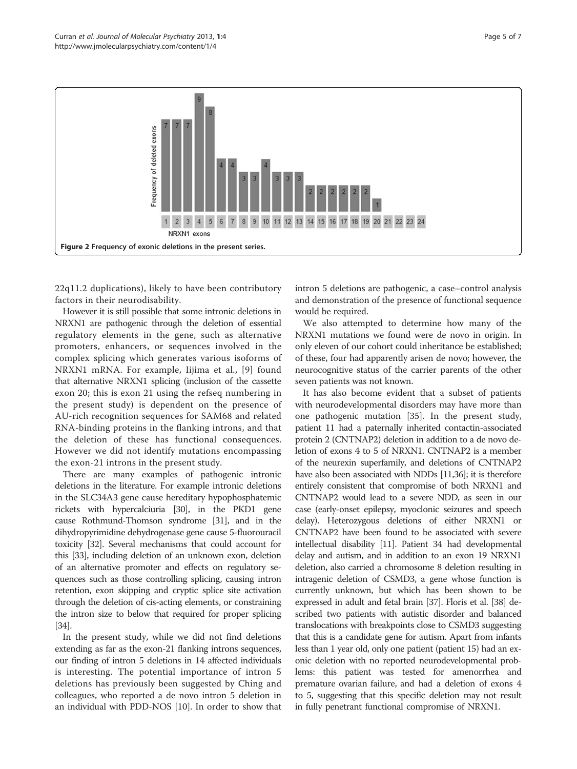**Figure 2 Frequency of exonic deletions in the present series.**

22q11.2 duplications), likely to have been contributory factors in their neurodisability.

However it is still possible that some intronic deletions in NRXN1 are pathogenic through the deletion of essential regulatory elements in the gene, such as alternative promoters, enhancers, or sequences involved in the complex splicing which generates various isoforms of NRXN1 mRNA. For example, Iijima et al., [9] found that alternative NRXN1 splicing (inclusion of the cassette exon 20; this is exon 21 using the refseq numbering in the present study) is dependent on the presence of AU-rich recognition sequences for SAM68 and related RNA-binding proteins in the flanking introns, and that the deletion of these has functional consequences. However we did not identify mutations encompassing the exon-21 introns in the present study.

There are many examples of pathogenic intronic deletions in the literature. For example intronic deletions in the SLC34A3 gene cause hereditary hypophosphatemic rickets with hypercalciuria [30], in the PKD1 gene cause Rothmund-Thomson syndrome [31], and in the dihydropyrimidine dehydrogenase gene cause 5-fluorouracil toxicity [32]. Several mechanisms that could account for this [33], including deletion of an unknown exon, deletion of an alternative promoter and effects on regulatory sequences such as those controlling splicing, causing intron retention, exon skipping and cryptic splice site activation through the deletion of cis-acting elements, or constraining the intron size to below that required for proper splicing [34].

In the present study, while we did not find deletions extending as far as the exon-21 flanking introns sequences, our finding of intron 5 deletions in 14 affected individuals is interesting. The potential importance of intron 5 deletions has previously been suggested by Ching and colleagues, who reported a de novo intron 5 deletion in an individual with PDD-NOS [10]. In order to show that intron 5 deletions are pathogenic, a case–control analysis and demonstration of the presence of functional sequence would be required.

We also attempted to determine how many of the NRXN1 mutations we found were de novo in origin. In only eleven of our cohort could inheritance be established; of these, four had apparently arisen de novo; however, the neurocognitive status of the carrier parents of the other seven patients was not known.

It has also become evident that a subset of patients with neurodevelopmental disorders may have more than one pathogenic mutation [35]. In the present study, patient 11 had a paternally inherited contactin-associated protein 2 (CNTNAP2) deletion in addition to a de novo deletion of exons 4 to 5 of NRXN1. CNTNAP2 is a member of the neurexin superfamily, and deletions of CNTNAP2 have also been associated with NDDs [11,36]; it is therefore entirely consistent that compromise of both NRXN1 and CNTNAP2 would lead to a severe NDD, as seen in our case (early-onset epilepsy, myoclonic seizures and speech delay). Heterozygous deletions of either NRXN1 or CNTNAP2 have been found to be associated with severe intellectual disability [11]. Patient 34 had developmental delay and autism, and in addition to an exon 19 NRXN1 deletion, also carried a chromosome 8 deletion resulting in intragenic deletion of CSMD3, a gene whose function is currently unknown, but which has been shown to be expressed in adult and fetal brain [37]. Floris et al. [38] described two patients with autistic disorder and balanced translocations with breakpoints close to CSMD3 suggesting that this is a candidate gene for autism. Apart from infants less than 1 year old, only one patient (patient 15) had an exonic deletion with no reported neurodevelopmental problems: this patient was tested for amenorrhea and premature ovarian failure, and had a deletion of exons 4 to 5, suggesting that this specific deletion may not result in fully penetrant functional compromise of NRXN1.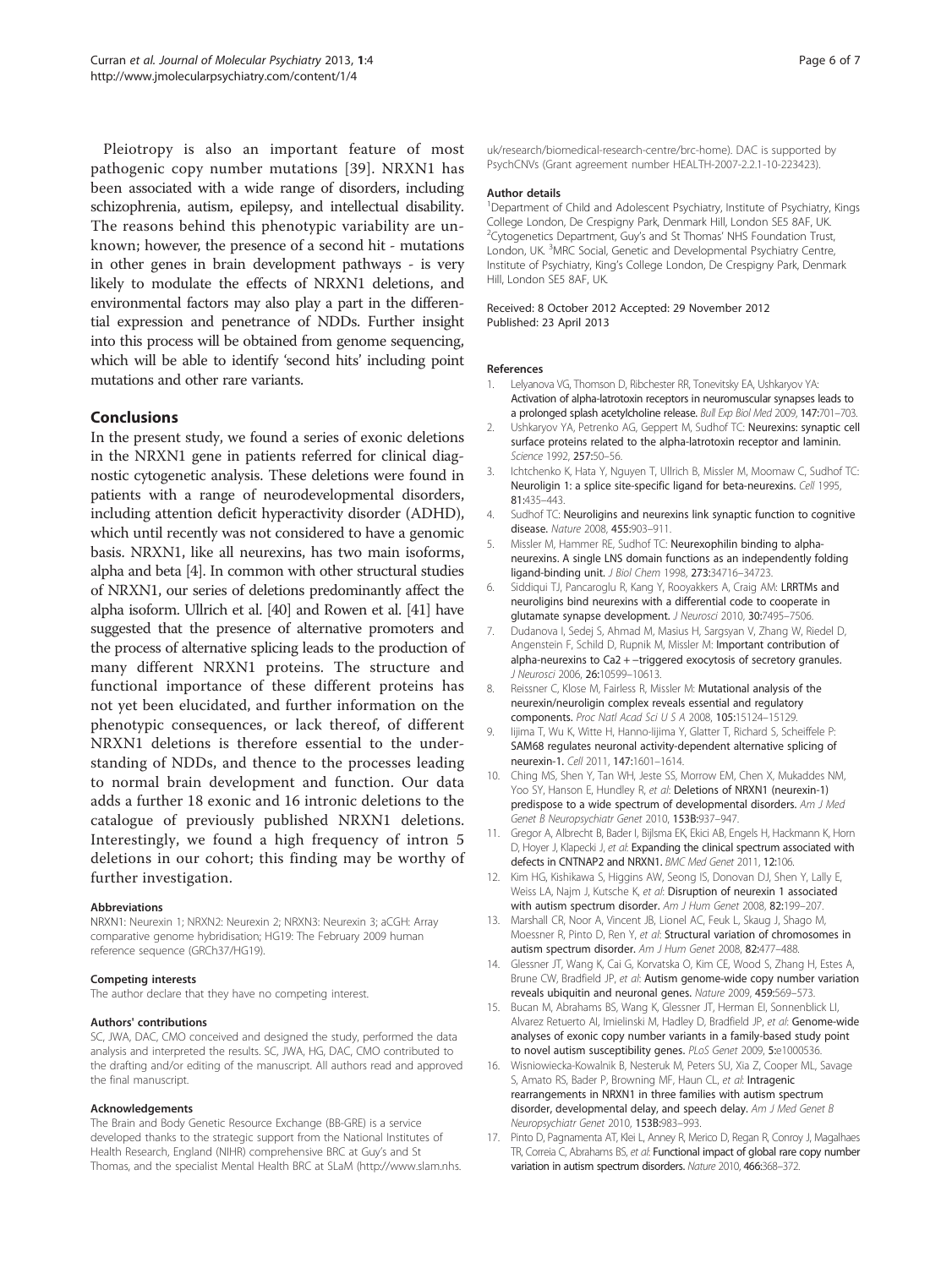Pleiotropy is also an important feature of most pathogenic copy number mutations [39]. NRXN1 has been associated with a wide range of disorders, including schizophrenia, autism, epilepsy, and intellectual disability. The reasons behind this phenotypic variability are unknown; however, the presence of a second hit - mutations in other genes in brain development pathways - is very likely to modulate the effects of NRXN1 deletions, and environmental factors may also play a part in the differential expression and penetrance of NDDs. Further insight into this process will be obtained from genome sequencing, which will be able to identify 'second hits' including point mutations and other rare variants.

## Conclusions

In the present study, we found a series of exonic deletions in the NRXN1 gene in patients referred for clinical diagnostic cytogenetic analysis. These deletions were found in patients with a range of neurodevelopmental disorders, including attention deficit hyperactivity disorder (ADHD), which until recently was not considered to have a genomic basis. NRXN1, like all neurexins, has two main isoforms, alpha and beta [4]. In common with other structural studies of NRXN1, our series of deletions predominantly affect the alpha isoform. Ullrich et al. [40] and Rowen et al. [41] have suggested that the presence of alternative promoters and the process of alternative splicing leads to the production of many different NRXN1 proteins. The structure and functional importance of these different proteins has not yet been elucidated, and further information on the phenotypic consequences, or lack thereof, of different NRXN1 deletions is therefore essential to the understanding of NDDs, and thence to the processes leading to normal brain development and function. Our data adds a further 18 exonic and 16 intronic deletions to the catalogue of previously published NRXN1 deletions. Interestingly, we found a high frequency of intron 5 deletions in our cohort; this finding may be worthy of further investigation.

### Abbreviations

NRXN1: Neurexin 1; NRXN2: Neurexin 2; NRXN3: Neurexin 3; aCGH: Array comparative genome hybridisation; HG19: The February 2009 human reference sequence (GRCh37/HG19).

### Competing interests

The author declare that they have no competing interest.

### Authors' contributions

SC, JWA, DAC, CMO conceived and designed the study, performed the data analysis and interpreted the results. SC, JWA, HG, DAC, CMO contributed to the drafting and/or editing of the manuscript. All authors read and approved the final manuscript.

### Acknowledgements

The Brain and Body Genetic Resource Exchange (BB-GRE) is a service developed thanks to the strategic support from the National Institutes of Health Research, England (NIHR) comprehensive BRC at Guy's and St Thomas, and the specialist Mental Health BRC at SLaM (http://www.slam.nhs.uk/research/biomedical-research-centre/brc-home). DAC is supported by PsychCNVs (Grant agreement number HEALTH-2007-2.2.1-10-223423).

### Author details

[1]Department of Child and Adolescent Psychiatry, Institute of Psychiatry, Kings College London, De Crespigny Park, Denmark Hill, London SE5 8AF, UK. [2]Cytogenetics Department, Guy's and St Thomas' NHS Foundation Trust, London, UK. [3]MRC Social, Genetic and Developmental Psychiatry Centre, Institute of Psychiatry, King's College London, De Crespigny Park, Denmark Hill, London SE5 8AF, UK.

Received: 8 October 2012 Accepted: 29 November 2012
Published: 23 April 2013

### References

1. Lelyanova VG, Thomson D, Ribchester RR, Tonevitsky EA, Ushkaryov YA: **Activation of alpha-latrotoxin receptors in neuromuscular synapses leads to a prolonged splash acetylcholine release.** *Bull Exp Biol Med* 2009, **147**:701–703.
2. Ushkaryov YA, Petrenko AG, Geppert M, Sudhof TC: **Neurexins: synaptic cell surface proteins related to the alpha-latrotoxin receptor and laminin.** *Science* 1992, **257**:50–56.
3. Ichtchenko K, Hata Y, Nguyen T, Ullrich B, Missler M, Moomaw C, Sudhof TC: **Neuroligin 1: a splice site-specific ligand for beta-neurexins.** *Cell* 1995, **81**:435–443.
4. Sudhof TC: **Neuroligins and neurexins link synaptic function to cognitive disease.** *Nature* 2008, **455**:903–911.
5. Missler M, Hammer RE, Sudhof TC: **Neurexophilin binding to alpha-neurexins. A single LNS domain functions as an independently folding ligand-binding unit.** *J Biol Chem* 1998, **273**:34716–34723.
6. Siddiqui TJ, Pancaroglu R, Kang Y, Rooyakkers A, Craig AM: **LRRTMs and neuroligins bind neurexins with a differential code to cooperate in glutamate synapse development.** *J Neurosci* 2010, **30**:7495–7506.
7. Dudanova I, Sedej S, Ahmad M, Masius H, Sargsyan V, Zhang W, Riedel D, Angenstein F, Schild D, Rupnik M, Missler M: **Important contribution of alpha-neurexins to Ca2 + −triggered exocytosis of secretory granules.** *J Neurosci* 2006, **26**:10599–10613.
8. Reissner C, Klose M, Fairless R, Missler M: **Mutational analysis of the neurexin/neuroligin complex reveals essential and regulatory components.** *Proc Natl Acad Sci U S A* 2008, **105**:15124–15129.
9. Iijima T, Wu K, Witte H, Hanno-Iijima Y, Glatter T, Richard S, Scheiffele P: **SAM68 regulates neuronal activity-dependent alternative splicing of neurexin-1.** *Cell* 2011, **147**:1601–1614.
10. Ching MS, Shen Y, Tan WH, Jeste SS, Morrow EM, Chen X, Mukaddes NM, Yoo SY, Hanson E, Hundley R, *et al*: **Deletions of NRXN1 (neurexin-1) predispose to a wide spectrum of developmental disorders.** *Am J Med Genet B Neuropsychiatr Genet* 2010, **153B**:937–947.
11. Gregor A, Albrecht B, Bader I, Bijlsma EK, Ekici AB, Engels H, Hackmann K, Horn D, Hoyer J, Klapecki J, *et al*: **Expanding the clinical spectrum associated with defects in CNTNAP2 and NRXN1.** *BMC Med Genet* 2011, **12**:106.
12. Kim HG, Kishikawa S, Higgins AW, Seong IS, Donovan DJ, Shen Y, Lally E, Weiss LA, Najm J, Kutsche K, *et al*: **Disruption of neurexin 1 associated with autism spectrum disorder.** *Am J Hum Genet* 2008, **82**:199–207.
13. Marshall CR, Noor A, Vincent JB, Lionel AC, Feuk L, Skaug J, Shago M, Moessner R, Pinto D, Ren Y, *et al*: **Structural variation of chromosomes in autism spectrum disorder.** *Am J Hum Genet* 2008, **82**:477–488.
14. Glessner JT, Wang K, Cai G, Korvatska O, Kim CE, Wood S, Zhang H, Estes A, Brune CW, Bradfield JP, *et al*: **Autism genome-wide copy number variation reveals ubiquitin and neuronal genes.** *Nature* 2009, **459**:569–573.
15. Bucan M, Abrahams BS, Wang K, Glessner JT, Herman EI, Sonnenblick LI, Alvarez Retuerto AI, Imielinski M, Hadley D, Bradfield JP, *et al*: **Genome-wide analyses of exonic copy number variants in a family-based study point to novel autism susceptibility genes.** *PLoS Genet* 2009, **5**:e1000536.
16. Wisniowiecka-Kowalnik B, Nesteruk M, Peters SU, Xia Z, Cooper ML, Savage S, Amato RS, Bader P, Browning MF, Haun CL, *et al*: **Intragenic rearrangements in NRXN1 in three families with autism spectrum disorder, developmental delay, and speech delay.** *Am J Med Genet B Neuropsychiatr Genet* 2010, **153B**:983–993.
17. Pinto D, Pagnamenta AT, Klei L, Anney R, Merico D, Regan R, Conroy J, Magalhaes TR, Correia C, Abrahams BS, *et al*: **Functional impact of global rare copy number variation in autism spectrum disorders.** *Nature* 2010, **466**:368–372.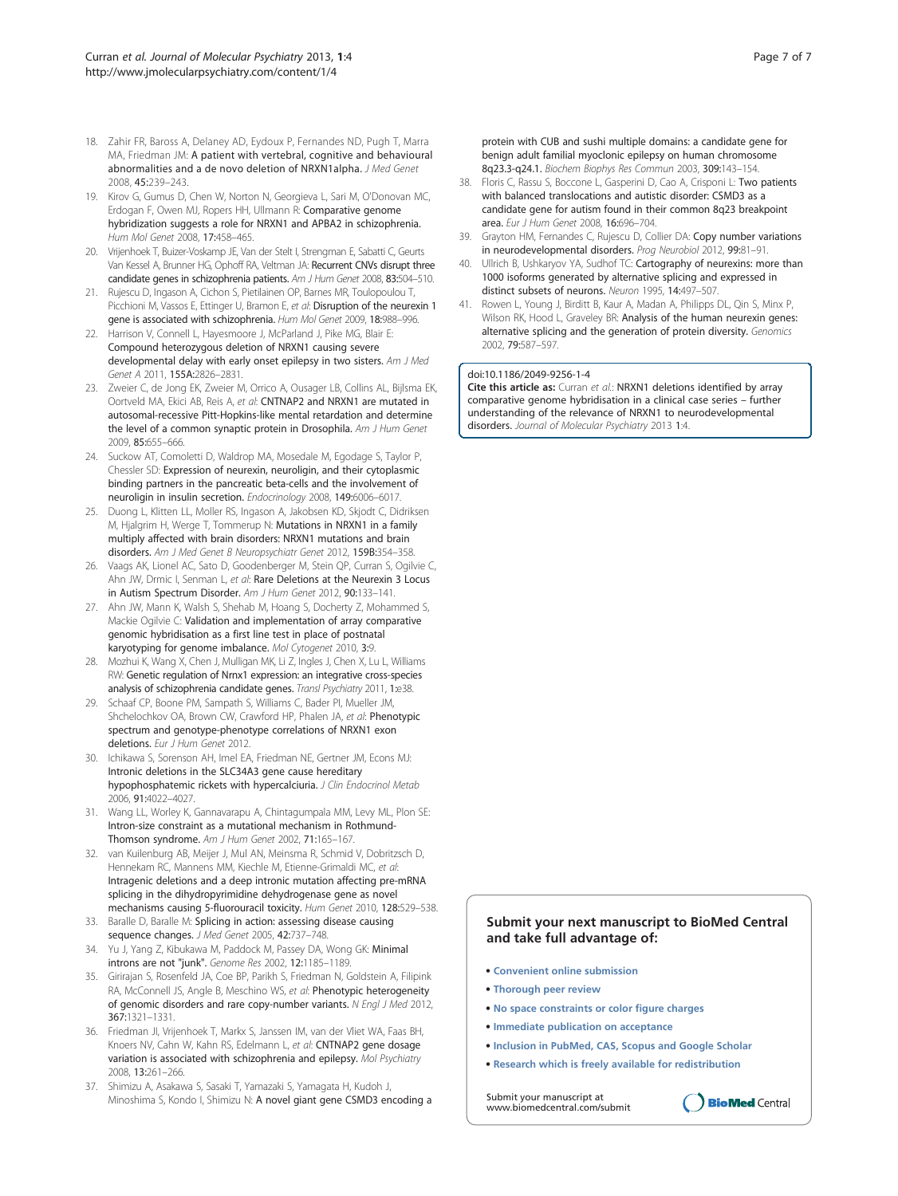18. Zahir FR, Baross A, Delaney AD, Eydoux P, Fernandes ND, Pugh T, Marra MA, Friedman JM: A patient with vertebral, cognitive and behavioural abnormalities and a de novo deletion of NRXN1alpha. *J Med Genet* 2008, **45**:239–243.
19. Kirov G, Gumus D, Chen W, Norton N, Georgieva L, Sari M, O'Donovan MC, Erdogan F, Owen MJ, Ropers HH, Ullmann R: Comparative genome hybridization suggests a role for NRXN1 and APBA2 in schizophrenia. *Hum Mol Genet* 2008, **17**:458–465.
20. Vrijenhoek T, Buizer-Voskamp JE, Van der Stelt I, Strengman E, Sabatti C, Geurts Van Kessel A, Brunner HG, Ophoff RA, Veltman JA: Recurrent CNVs disrupt three candidate genes in schizophrenia patients. *Am J Hum Genet* 2008, **83**:504–510.
21. Rujescu D, Ingason A, Cichon S, Pietilainen OP, Barnes MR, Toulopoulou T, Picchioni M, Vassos E, Ettinger U, Bramon E, *et al*: Disruption of the neurexin 1 gene is associated with schizophrenia. *Hum Mol Genet* 2009, **18**:988–996.
22. Harrison V, Connell L, Hayesmoore J, McParland J, Pike MG, Blair E: Compound heterozygous deletion of NRXN1 causing severe developmental delay with early onset epilepsy in two sisters. *Am J Med Genet A* 2011, **155A**:2826–2831.
23. Zweier C, de Jong EK, Zweier M, Orrico A, Ousager LB, Collins AL, Bijlsma EK, Oortveld MA, Ekici AB, Reis A, *et al*: CNTNAP2 and NRXN1 are mutated in autosomal-recessive Pitt-Hopkins-like mental retardation and determine the level of a common synaptic protein in Drosophila. *Am J Hum Genet* 2009, **85**:655–666.
24. Suckow AT, Comoletti D, Waldrop MA, Mosedale M, Egodage S, Taylor P, Chessler SD: Expression of neurexin, neuroligin, and their cytoplasmic binding partners in the pancreatic beta-cells and the involvement of neuroligin in insulin secretion. *Endocrinology* 2008, **149**:6006–6017.
25. Duong L, Klitten LL, Moller RS, Ingason A, Jakobsen KD, Skjodt C, Didriksen M, Hjalgrim H, Werge T, Tommerup N: Mutations in NRXN1 in a family multiply affected with brain disorders: NRXN1 mutations and brain disorders. *Am J Med Genet B Neuropsychiatr Genet* 2012, **159B**:354–358.
26. Vaags AK, Lionel AC, Sato D, Goodenberger M, Stein QP, Curran S, Ogilvie C, Ahn JW, Drmic I, Senman L, *et al*: Rare Deletions at the Neurexin 3 Locus in Autism Spectrum Disorder. *Am J Hum Genet* 2012, **90**:133–141.
27. Ahn JW, Mann K, Walsh S, Shehab M, Hoang S, Docherty Z, Mohammed S, Mackie Ogilvie C: Validation and implementation of array comparative genomic hybridisation as a first line test in place of postnatal karyotyping for genome imbalance. *Mol Cytogenet* 2010, **3**:9.
28. Mozhui K, Wang X, Chen J, Mulligan MK, Li Z, Ingles J, Chen X, Lu L, Williams RW: Genetic regulation of Nrnx1 expression: an integrative cross-species analysis of schizophrenia candidate genes. *Transl Psychiatry* 2011, **1**:e38.
29. Schaaf CP, Boone PM, Sampath S, Williams C, Bader PI, Mueller JM, Shchelochkov OA, Brown CW, Crawford HP, Phalen JA, *et al*: Phenotypic spectrum and genotype-phenotype correlations of NRXN1 exon deletions. *Eur J Hum Genet* 2012.
30. Ichikawa S, Sorenson AH, Imel EA, Friedman NE, Gertner JM, Econs MJ: Intronic deletions in the SLC34A3 gene cause hereditary hypophosphatemic rickets with hypercalciuria. *J Clin Endocrinol Metab* 2006, **91**:4022–4027.
31. Wang LL, Worley K, Gannavarapu A, Chintagumpala MM, Levy ML, Plon SE: Intron-size constraint as a mutational mechanism in Rothmund-Thomson syndrome. *Am J Hum Genet* 2002, **71**:165–167.
32. van Kuilenburg AB, Meijer J, Mul AN, Meinsma R, Schmid V, Dobritzsch D, Hennekam RC, Mannens MM, Kiechle M, Etienne-Grimaldi MC, *et al*: Intragenic deletions and a deep intronic mutation affecting pre-mRNA splicing in the dihydropyrimidine dehydrogenase gene as novel mechanisms causing 5-fluorouracil toxicity. *Hum Genet* 2010, **128**:529–538.
33. Baralle D, Baralle M: Splicing in action: assessing disease causing sequence changes. *J Med Genet* 2005, **42**:737–748.
34. Yu J, Yang Z, Kibukawa M, Paddock M, Passey DA, Wong GK: Minimal introns are not "junk". *Genome Res* 2002, **12**:1185–1189.
35. Girirajan S, Rosenfeld JA, Coe BP, Parikh S, Friedman N, Goldstein A, Filipink RA, McConnell JS, Angle B, Meschino WS, *et al*: Phenotypic heterogeneity of genomic disorders and rare copy-number variants. *N Engl J Med* 2012, **367**:1321–1331.
36. Friedman JI, Vrijenhoek T, Markx S, Janssen IM, van der Vliet WA, Faas BH, Knoers NV, Cahn W, Kahn RS, Edelmann L, *et al*: CNTNAP2 gene dosage variation is associated with schizophrenia and epilepsy. *Mol Psychiatry* 2008, **13**:261–266.
37. Shimizu A, Asakawa S, Sasaki T, Yamazaki S, Yamagata H, Kudoh J, Minoshima S, Kondo I, Shimizu N: A novel giant gene CSMD3 encoding a protein with CUB and sushi multiple domains: a candidate gene for benign adult familial myoclonic epilepsy on human chromosome 8q23.3-q24.1. *Biochem Biophys Res Commun* 2003, **309**:143–154.
38. Floris C, Rassu S, Boccone L, Gasperini D, Cao A, Crisponi L: Two patients with balanced translocations and autistic disorder: CSMD3 as a candidate gene for autism found in their common 8q23 breakpoint area. *Eur J Hum Genet* 2008, **16**:696–704.
39. Grayton HM, Fernandes C, Rujescu D, Collier DA: Copy number variations in neurodevelopmental disorders. *Prog Neurobiol* 2012, **99**:81–91.
40. Ullrich B, Ushkaryov YA, Sudhof TC: Cartography of neurexins: more than 1000 isoforms generated by alternative splicing and expressed in distinct subsets of neurons. *Neuron* 1995, **14**:497–507.
41. Rowen L, Young J, Birditt B, Kaur A, Madan A, Philipps DL, Qin S, Minx P, Wilson RK, Hood L, Graveley BR: Analysis of the human neurexin genes: alternative splicing and the generation of protein diversity. *Genomics* 2002, **79**:587–597.

doi:10.1186/2049-9256-1-4

**Cite this article as:** Curran *et al.*: NRXN1 deletions identified by array comparative genome hybridisation in a clinical case series – further understanding of the relevance of NRXN1 to neurodevelopmental disorders. *Journal of Molecular Psychiatry* 2013 1:4.

**Submit your next manuscript to BioMed Central and take full advantage of:**

- **Convenient online submission**
- **Thorough peer review**
- **No space constraints or color figure charges**
- **Immediate publication on acceptance**
- **Inclusion in PubMed, CAS, Scopus and Google Scholar**
- **Research which is freely available for redistribution**

Submit your manuscript at
www.biomedcentral.com/submit

BioMed Central